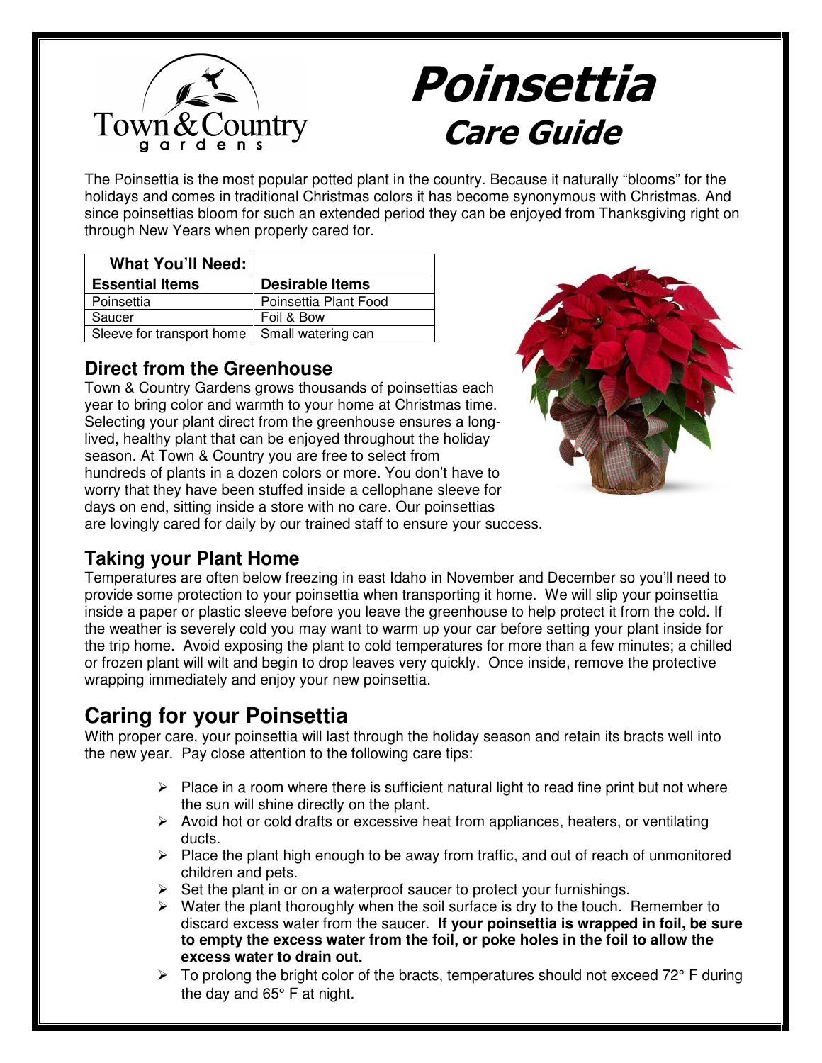# Poinsettia Care Guide

The Poinsettia is the most popular potted plant in the country. Because it naturally "blooms" for the holidays and comes in traditional Christmas colors it has become synonymous with Christmas. And since poinsettias bloom for such an extended period they can be enjoyed from Thanksgiving right on through New Years when properly cared for.

| What You'll Need: | |
|---|---|
| **Essential Items** | **Desirable Items** |
| Poinsettia | Poinsettia Plant Food |
| Saucer | Foil & Bow |
| Sleeve for transport home | Small watering can |

## Direct from the Greenhouse

Town & Country Gardens grows thousands of poinsettias each year to bring color and warmth to your home at Christmas time. Selecting your plant direct from the greenhouse ensures a long-lived, healthy plant that can be enjoyed throughout the holiday season. At Town & Country you are free to select from hundreds of plants in a dozen colors or more. You don't have to worry that they have been stuffed inside a cellophane sleeve for days on end, sitting inside a store with no care. Our poinsettias are lovingly cared for daily by our trained staff to ensure your success.

## Taking your Plant Home

Temperatures are often below freezing in east Idaho in November and December so you'll need to provide some protection to your poinsettia when transporting it home. We will slip your poinsettia inside a paper or plastic sleeve before you leave the greenhouse to help protect it from the cold. If the weather is severely cold you may want to warm up your car before setting your plant inside for the trip home. Avoid exposing the plant to cold temperatures for more than a few minutes; a chilled or frozen plant will wilt and begin to drop leaves very quickly. Once inside, remove the protective wrapping immediately and enjoy your new poinsettia.

# Caring for your Poinsettia

With proper care, your poinsettia will last through the holiday season and retain its bracts well into the new year. Pay close attention to the following care tips:

- Place in a room where there is sufficient natural light to read fine print but not where the sun will shine directly on the plant.
- Avoid hot or cold drafts or excessive heat from appliances, heaters, or ventilating ducts.
- Place the plant high enough to be away from traffic, and out of reach of unmonitored children and pets.
- Set the plant in or on a waterproof saucer to protect your furnishings.
- Water the plant thoroughly when the soil surface is dry to the touch. Remember to discard excess water from the saucer. **If your poinsettia is wrapped in foil, be sure to empty the excess water from the foil, or poke holes in the foil to allow the excess water to drain out.**
- To prolong the bright color of the bracts, temperatures should not exceed 72° F during the day and 65° F at night.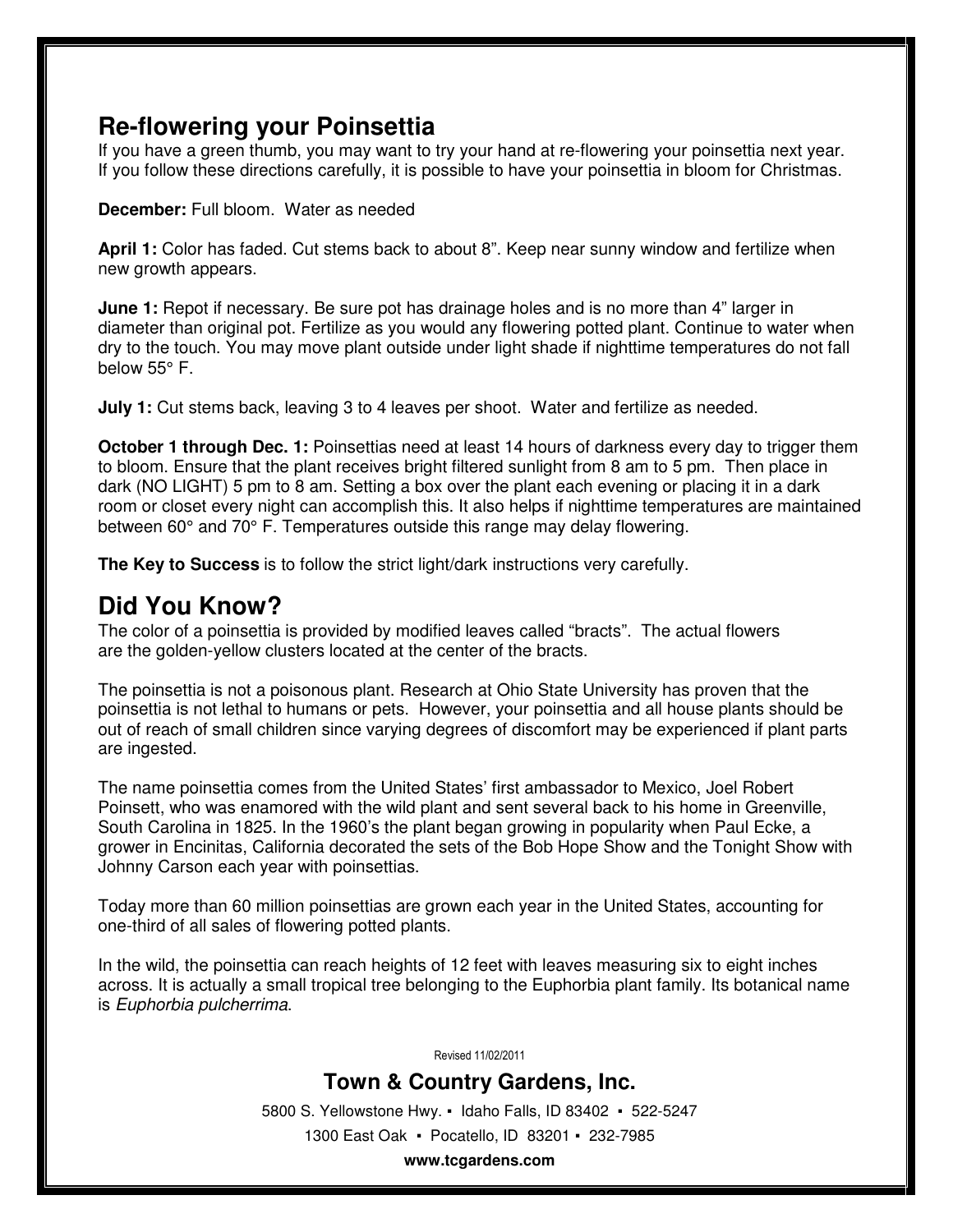## Re-flowering your Poinsettia

If you have a green thumb, you may want to try your hand at re-flowering your poinsettia next year. If you follow these directions carefully, it is possible to have your poinsettia in bloom for Christmas.

**December:** Full bloom. Water as needed

**April 1:** Color has faded. Cut stems back to about 8". Keep near sunny window and fertilize when new growth appears.

**June 1:** Repot if necessary. Be sure pot has drainage holes and is no more than 4" larger in diameter than original pot. Fertilize as you would any flowering potted plant. Continue to water when dry to the touch. You may move plant outside under light shade if nighttime temperatures do not fall below 55° F.

**July 1:** Cut stems back, leaving 3 to 4 leaves per shoot. Water and fertilize as needed.

**October 1 through Dec. 1:** Poinsettias need at least 14 hours of darkness every day to trigger them to bloom. Ensure that the plant receives bright filtered sunlight from 8 am to 5 pm. Then place in dark (NO LIGHT) 5 pm to 8 am. Setting a box over the plant each evening or placing it in a dark room or closet every night can accomplish this. It also helps if nighttime temperatures are maintained between 60° and 70° F. Temperatures outside this range may delay flowering.

**The Key to Success** is to follow the strict light/dark instructions very carefully.

## Did You Know?

The color of a poinsettia is provided by modified leaves called "bracts". The actual flowers are the golden-yellow clusters located at the center of the bracts.

The poinsettia is not a poisonous plant. Research at Ohio State University has proven that the poinsettia is not lethal to humans or pets. However, your poinsettia and all house plants should be out of reach of small children since varying degrees of discomfort may be experienced if plant parts are ingested.

The name poinsettia comes from the United States' first ambassador to Mexico, Joel Robert Poinsett, who was enamored with the wild plant and sent several back to his home in Greenville, South Carolina in 1825. In the 1960's the plant began growing in popularity when Paul Ecke, a grower in Encinitas, California decorated the sets of the Bob Hope Show and the Tonight Show with Johnny Carson each year with poinsettias.

Today more than 60 million poinsettias are grown each year in the United States, accounting for one-third of all sales of flowering potted plants.

In the wild, the poinsettia can reach heights of 12 feet with leaves measuring six to eight inches across. It is actually a small tropical tree belonging to the Euphorbia plant family. Its botanical name is *Euphorbia pulcherrima*.

Revised 11/02/2011

**Town & Country Gardens, Inc.**

5800 S. Yellowstone Hwy. ▪ Idaho Falls, ID 83402 ▪ 522-5247

1300 East Oak ▪ Pocatello, ID 83201 ▪ 232-7985

**www.tcgardens.com**